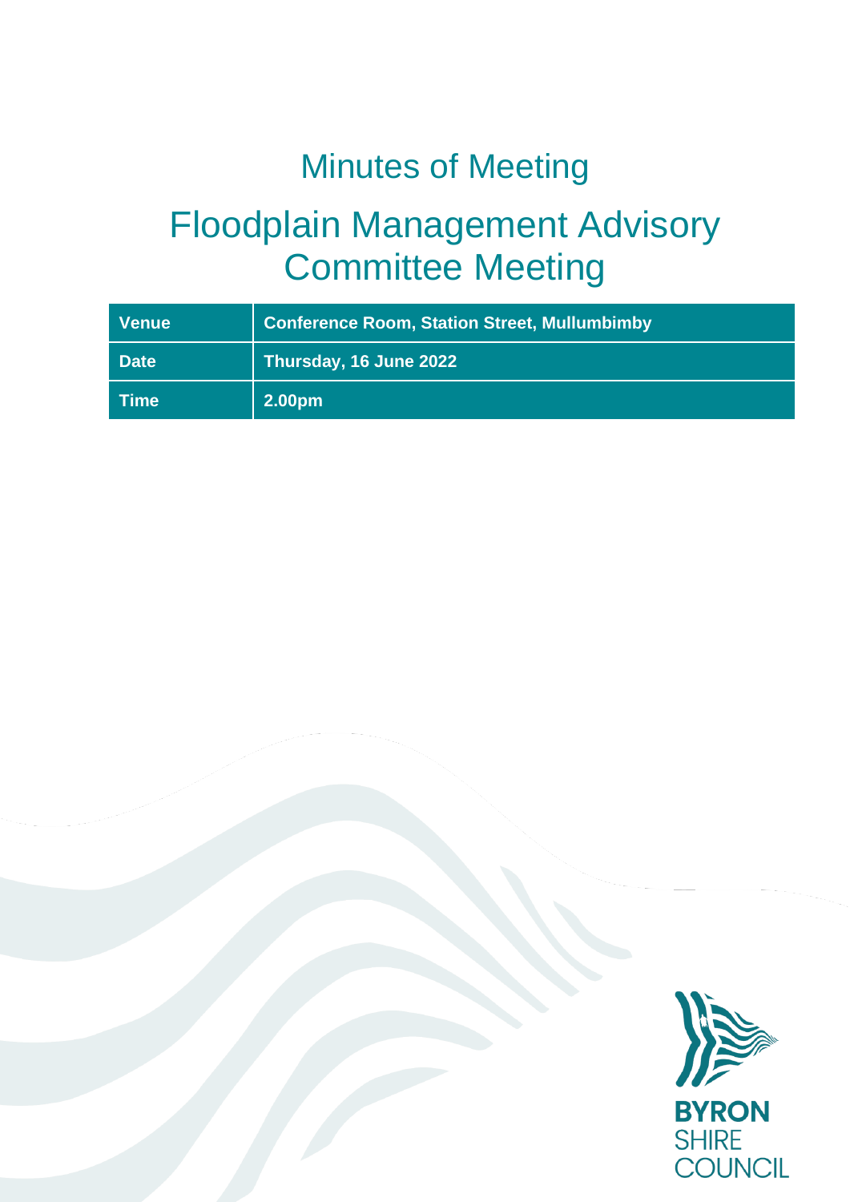# Minutes of Meeting

# Floodplain Management Advisory Committee Meeting

| Venue | Conference Room, Station Street, Mullumbimby |
|---|---|
| Date | Thursday, 16 June 2022 |
| Time | 2.00pm |

BYRON SHIRE COUNCIL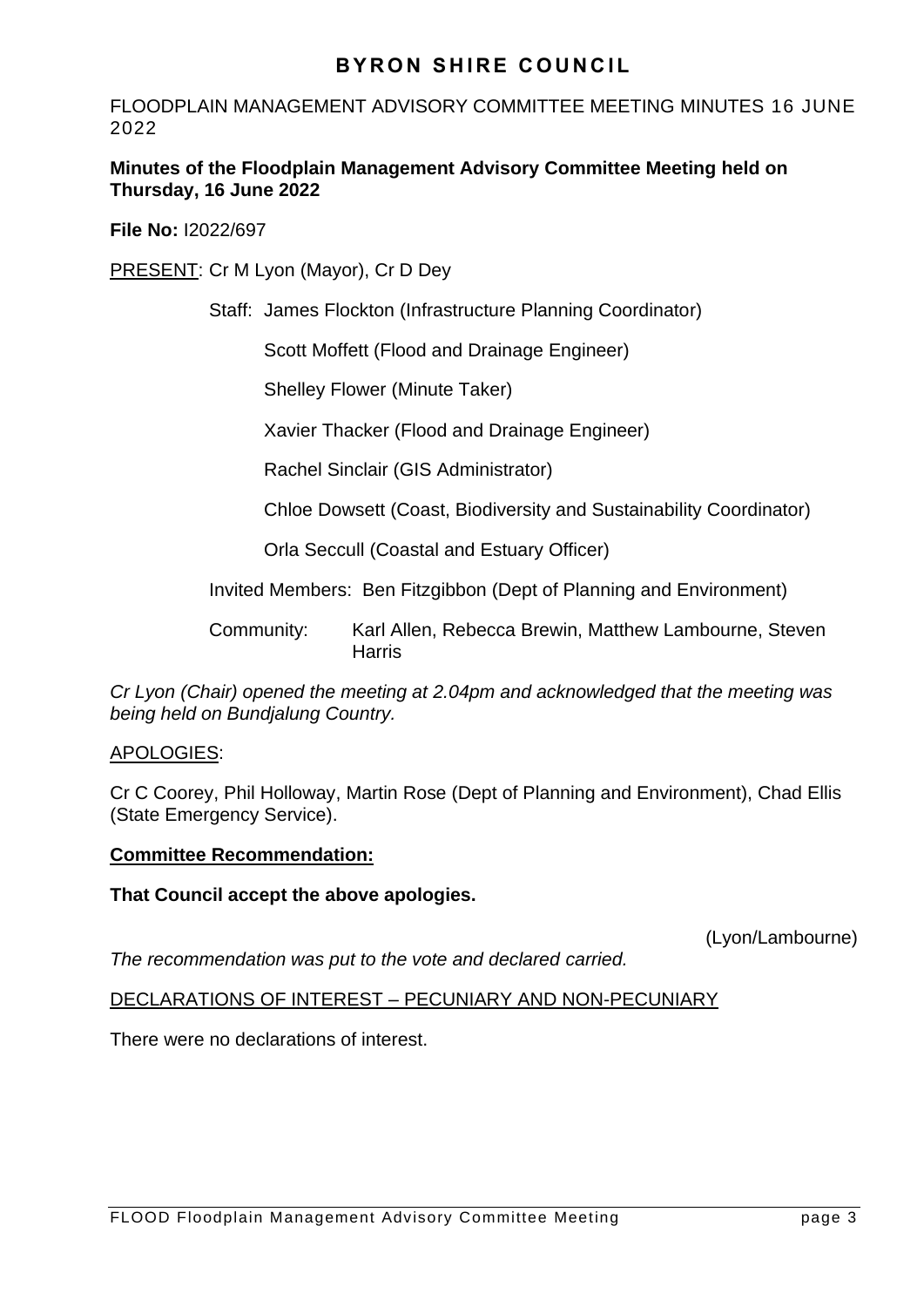# BYRON SHIRE COUNCIL

FLOODPLAIN MANAGEMENT ADVISORY COMMITTEE MEETING MINUTES 16 JUNE 2022

**Minutes of the Floodplain Management Advisory Committee Meeting held on Thursday, 16 June 2022**

**File No:** I2022/697

PRESENT: Cr M Lyon (Mayor), Cr D Dey

Staff: James Flockton (Infrastructure Planning Coordinator)

Scott Moffett (Flood and Drainage Engineer)

Shelley Flower (Minute Taker)

Xavier Thacker (Flood and Drainage Engineer)

Rachel Sinclair (GIS Administrator)

Chloe Dowsett (Coast, Biodiversity and Sustainability Coordinator)

Orla Seccull (Coastal and Estuary Officer)

Invited Members: Ben Fitzgibbon (Dept of Planning and Environment)

Community: Karl Allen, Rebecca Brewin, Matthew Lambourne, Steven Harris

*Cr Lyon (Chair) opened the meeting at 2.04pm and acknowledged that the meeting was being held on Bundjalung Country.*

APOLOGIES:

Cr C Coorey, Phil Holloway, Martin Rose (Dept of Planning and Environment), Chad Ellis (State Emergency Service).

**Committee Recommendation:**

**That Council accept the above apologies.**

(Lyon/Lambourne)

*The recommendation was put to the vote and declared carried.*

DECLARATIONS OF INTEREST – PECUNIARY AND NON-PECUNIARY

There were no declarations of interest.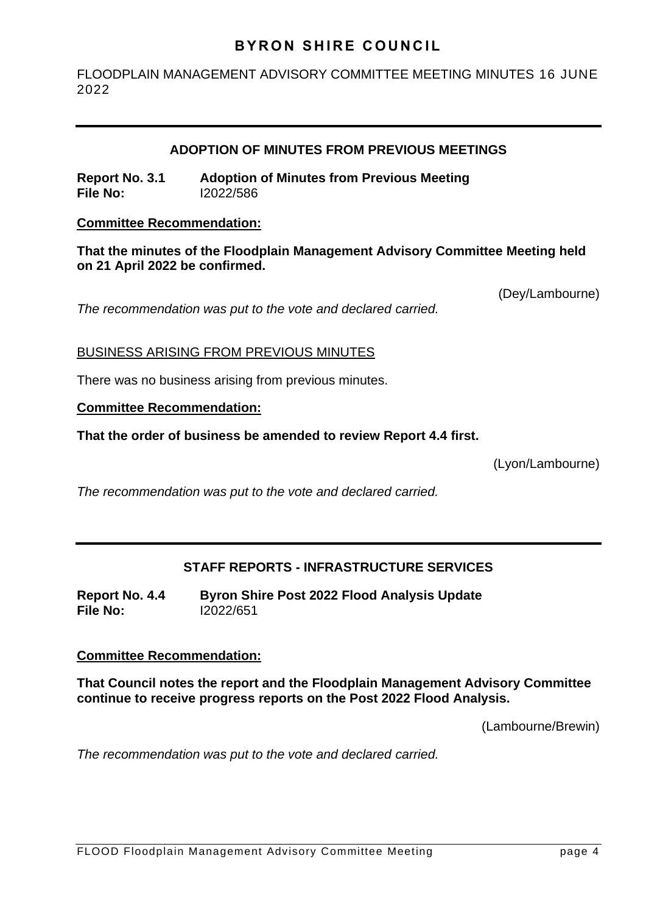## ADOPTION OF MINUTES FROM PREVIOUS MEETINGS

**Report No. 3.1 Adoption of Minutes from Previous Meeting**
**File No:** I2022/586

**Committee Recommendation:**

**That the minutes of the Floodplain Management Advisory Committee Meeting held on 21 April 2022 be confirmed.**

(Dey/Lambourne)

*The recommendation was put to the vote and declared carried.*

BUSINESS ARISING FROM PREVIOUS MINUTES

There was no business arising from previous minutes.

**Committee Recommendation:**

**That the order of business be amended to review Report 4.4 first.**

(Lyon/Lambourne)

*The recommendation was put to the vote and declared carried.*

## STAFF REPORTS - INFRASTRUCTURE SERVICES

**Report No. 4.4 Byron Shire Post 2022 Flood Analysis Update**
**File No:** I2022/651

**Committee Recommendation:**

**That Council notes the report and the Floodplain Management Advisory Committee continue to receive progress reports on the Post 2022 Flood Analysis.**

(Lambourne/Brewin)

*The recommendation was put to the vote and declared carried.*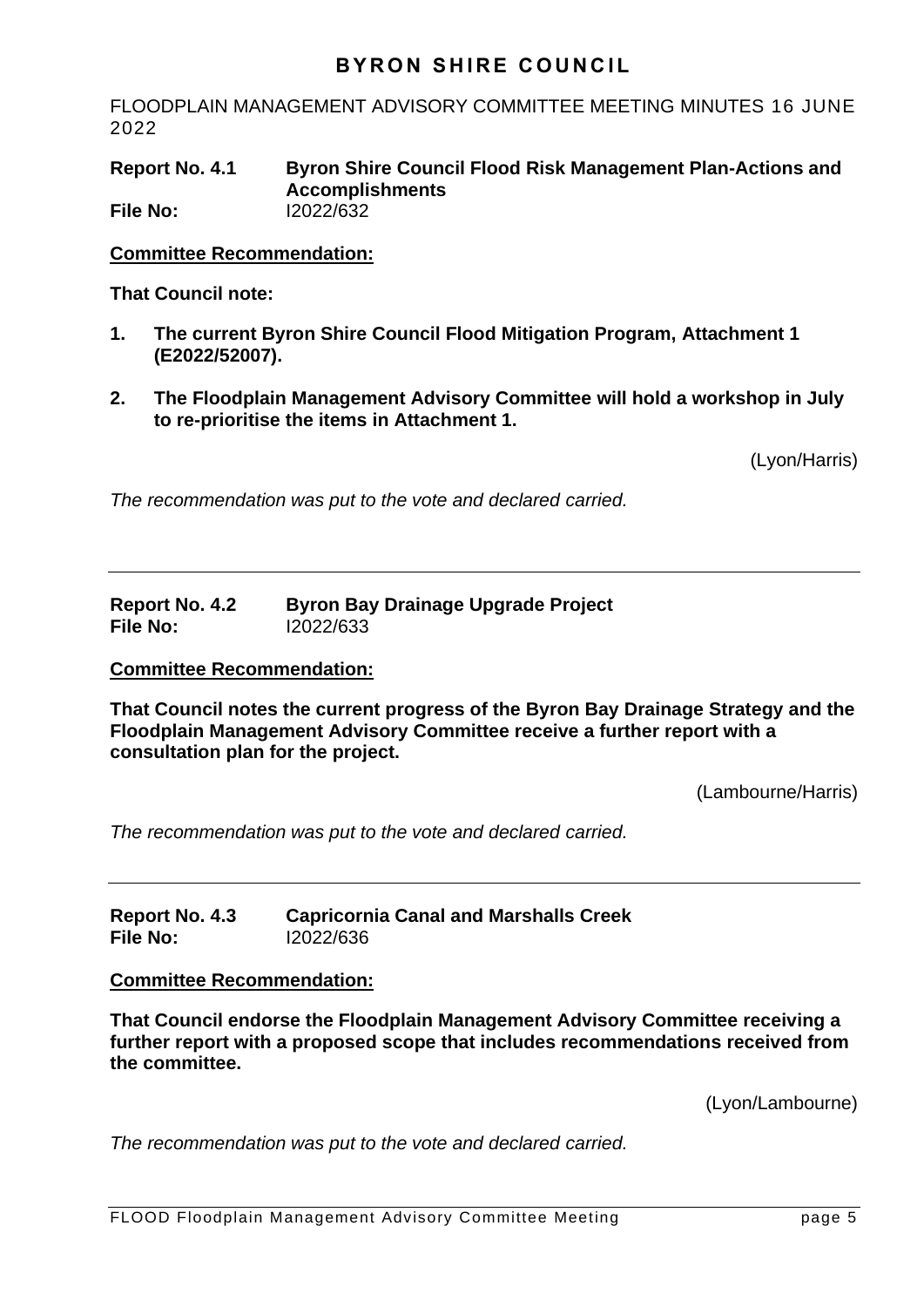**Report No. 4.1 Byron Shire Council Flood Risk Management Plan-Actions and Accomplishments**
**File No:** I2022/632

**Committee Recommendation:**

**That Council note:**

1. **The current Byron Shire Council Flood Mitigation Program, Attachment 1 (E2022/52007).**
2. **The Floodplain Management Advisory Committee will hold a workshop in July to re-prioritise the items in Attachment 1.**

(Lyon/Harris)

*The recommendation was put to the vote and declared carried.*

---

**Report No. 4.2 Byron Bay Drainage Upgrade Project**
**File No:** I2022/633

**Committee Recommendation:**

**That Council notes the current progress of the Byron Bay Drainage Strategy and the Floodplain Management Advisory Committee receive a further report with a consultation plan for the project.**

(Lambourne/Harris)

*The recommendation was put to the vote and declared carried.*

---

**Report No. 4.3 Capricornia Canal and Marshalls Creek**
**File No:** I2022/636

**Committee Recommendation:**

**That Council endorse the Floodplain Management Advisory Committee receiving a further report with a proposed scope that includes recommendations received from the committee.**

(Lyon/Lambourne)

*The recommendation was put to the vote and declared carried.*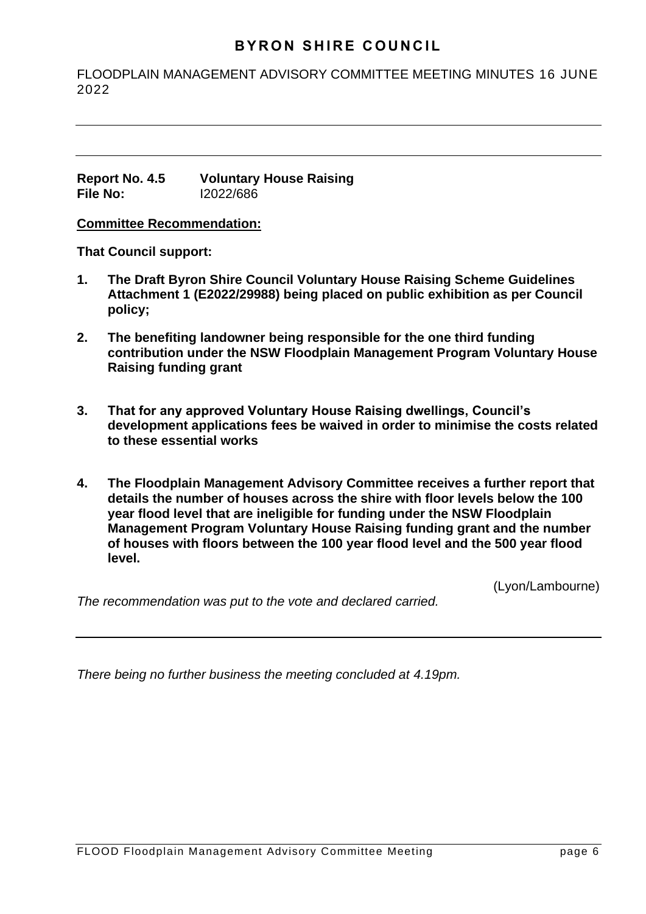**Report No. 4.5 Voluntary House Raising**
**File No:** I2022/686

**Committee Recommendation:**

**That Council support:**

1. **The Draft Byron Shire Council Voluntary House Raising Scheme Guidelines Attachment 1 (E2022/29988) being placed on public exhibition as per Council policy;**

2. **The benefiting landowner being responsible for the one third funding contribution under the NSW Floodplain Management Program Voluntary House Raising funding grant**

3. **That for any approved Voluntary House Raising dwellings, Council's development applications fees be waived in order to minimise the costs related to these essential works**

4. **The Floodplain Management Advisory Committee receives a further report that details the number of houses across the shire with floor levels below the 100 year flood level that are ineligible for funding under the NSW Floodplain Management Program Voluntary House Raising funding grant and the number of houses with floors between the 100 year flood level and the 500 year flood level.**

(Lyon/Lambourne)

*The recommendation was put to the vote and declared carried.*

---

*There being no further business the meeting concluded at 4.19pm.*